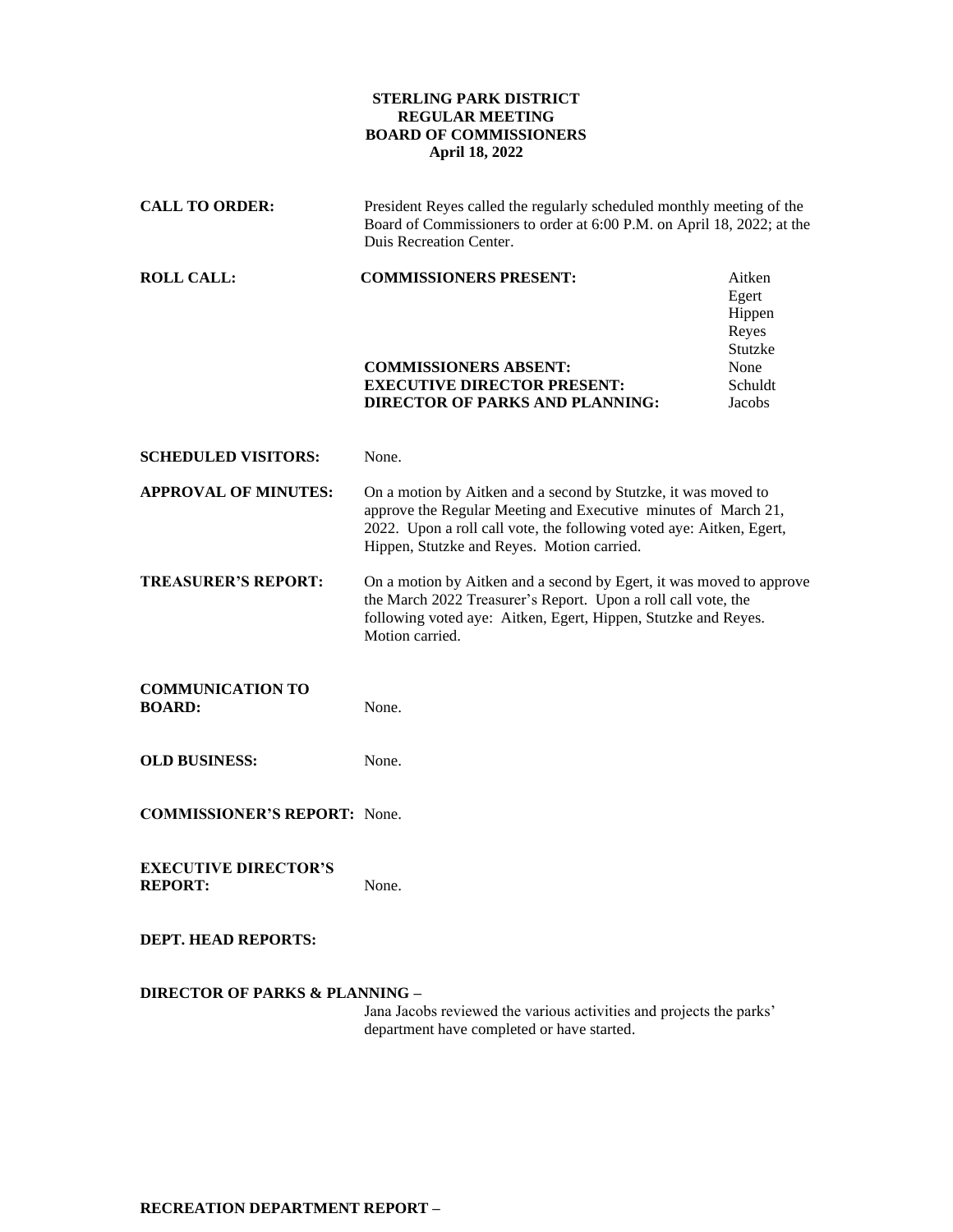**STERLING PARK DISTRICT**
**REGULAR MEETING**
**BOARD OF COMMISSIONERS**
**April 18, 2022**

**CALL TO ORDER:** President Reyes called the regularly scheduled monthly meeting of the Board of Commissioners to order at 6:00 P.M. on April 18, 2022; at the Duis Recreation Center.

**ROLL CALL:**

| | |
|---|---|
| **COMMISSIONERS PRESENT:** | Aitken<br>Egert<br>Hippen<br>Reyes<br>Stutzke |
| **COMMISSIONERS ABSENT:** | None |
| **EXECUTIVE DIRECTOR PRESENT:** | Schuldt |
| **DIRECTOR OF PARKS AND PLANNING:** | Jacobs |

**SCHEDULED VISITORS:** None.

**APPROVAL OF MINUTES:** On a motion by Aitken and a second by Stutzke, it was moved to approve the Regular Meeting and Executive minutes of March 21, 2022. Upon a roll call vote, the following voted aye: Aitken, Egert, Hippen, Stutzke and Reyes. Motion carried.

**TREASURER'S REPORT:** On a motion by Aitken and a second by Egert, it was moved to approve the March 2022 Treasurer's Report. Upon a roll call vote, the following voted aye: Aitken, Egert, Hippen, Stutzke and Reyes. Motion carried.

**COMMUNICATION TO BOARD:** None.

**OLD BUSINESS:** None.

**COMMISSIONER'S REPORT:** None.

**EXECUTIVE DIRECTOR'S REPORT:** None.

**DEPT. HEAD REPORTS:**

**DIRECTOR OF PARKS & PLANNING –**

Jana Jacobs reviewed the various activities and projects the parks' department have completed or have started.

**RECREATION DEPARTMENT REPORT –**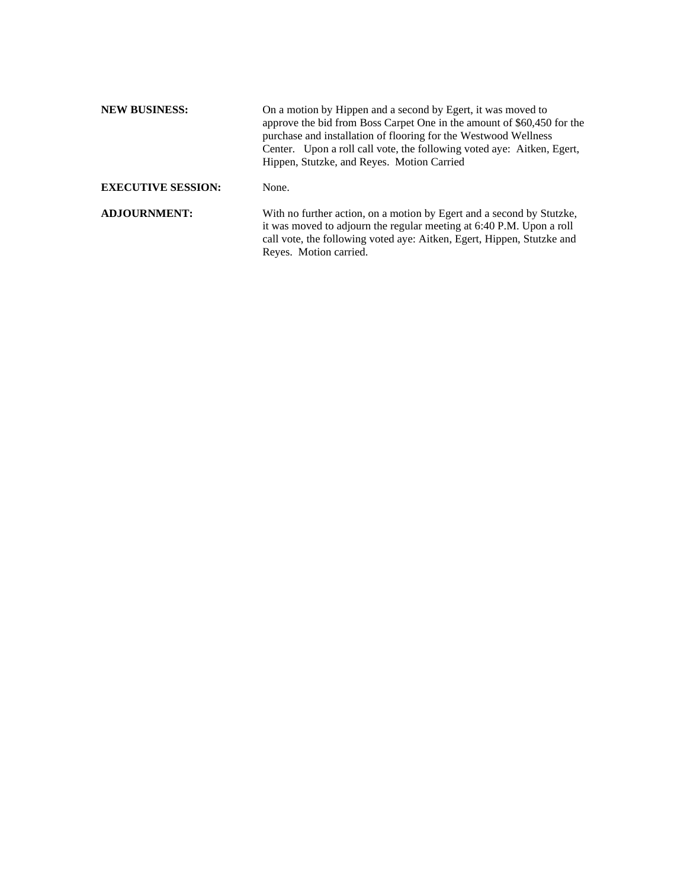**NEW BUSINESS:** On a motion by Hippen and a second by Egert, it was moved to approve the bid from Boss Carpet One in the amount of $60,450 for the purchase and installation of flooring for the Westwood Wellness Center. Upon a roll call vote, the following voted aye: Aitken, Egert, Hippen, Stutzke, and Reyes. Motion Carried

**EXECUTIVE SESSION:** None.

**ADJOURNMENT:** With no further action, on a motion by Egert and a second by Stutzke, it was moved to adjourn the regular meeting at 6:40 P.M. Upon a roll call vote, the following voted aye: Aitken, Egert, Hippen, Stutzke and Reyes. Motion carried.